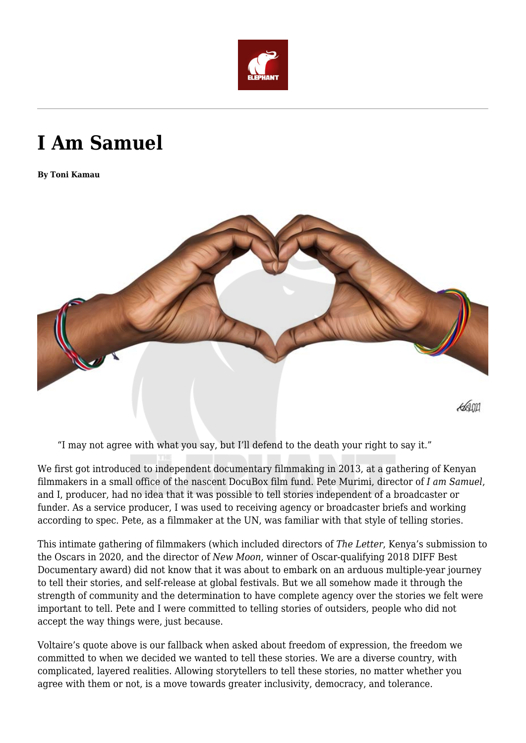# I Am Samuel

**By Toni Kamau**

"I may not agree with what you say, but I'll defend to the death your right to say it."

We first got introduced to independent documentary filmmaking in 2013, at a gathering of Kenyan filmmakers in a small office of the nascent DocuBox film fund. Pete Murimi, director of *I am Samuel*, and I, producer, had no idea that it was possible to tell stories independent of a broadcaster or funder. As a service producer, I was used to receiving agency or broadcaster briefs and working according to spec. Pete, as a filmmaker at the UN, was familiar with that style of telling stories.

This intimate gathering of filmmakers (which included directors of *The Letter*, Kenya's submission to the Oscars in 2020, and the director of *New Moon*, winner of Oscar-qualifying 2018 DIFF Best Documentary award) did not know that it was about to embark on an arduous multiple-year journey to tell their stories, and self-release at global festivals. But we all somehow made it through the strength of community and the determination to have complete agency over the stories we felt were important to tell. Pete and I were committed to telling stories of outsiders, people who did not accept the way things were, just because.

Voltaire's quote above is our fallback when asked about freedom of expression, the freedom we committed to when we decided we wanted to tell these stories. We are a diverse country, with complicated, layered realities. Allowing storytellers to tell these stories, no matter whether you agree with them or not, is a move towards greater inclusivity, democracy, and tolerance.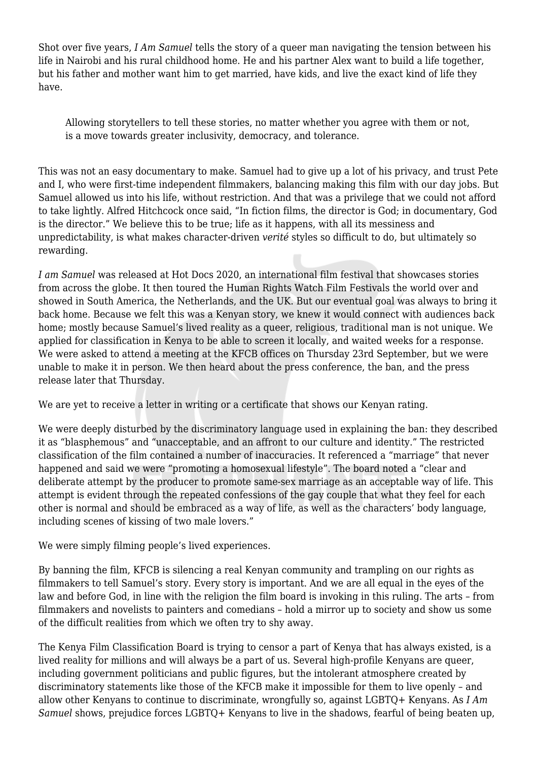Shot over five years, *I Am Samuel* tells the story of a queer man navigating the tension between his life in Nairobi and his rural childhood home. He and his partner Alex want to build a life together, but his father and mother want him to get married, have kids, and live the exact kind of life they have.

> Allowing storytellers to tell these stories, no matter whether you agree with them or not, is a move towards greater inclusivity, democracy, and tolerance.

This was not an easy documentary to make. Samuel had to give up a lot of his privacy, and trust Pete and I, who were first-time independent filmmakers, balancing making this film with our day jobs. But Samuel allowed us into his life, without restriction. And that was a privilege that we could not afford to take lightly. Alfred Hitchcock once said, "In fiction films, the director is God; in documentary, God is the director." We believe this to be true; life as it happens, with all its messiness and unpredictability, is what makes character-driven *verité* styles so difficult to do, but ultimately so rewarding.

*I am Samuel* was released at Hot Docs 2020, an international film festival that showcases stories from across the globe. It then toured the Human Rights Watch Film Festivals the world over and showed in South America, the Netherlands, and the UK. But our eventual goal was always to bring it back home. Because we felt this was a Kenyan story, we knew it would connect with audiences back home; mostly because Samuel's lived reality as a queer, religious, traditional man is not unique. We applied for classification in Kenya to be able to screen it locally, and waited weeks for a response. We were asked to attend a meeting at the KFCB offices on Thursday 23rd September, but we were unable to make it in person. We then heard about the press conference, the ban, and the press release later that Thursday.

We are yet to receive a letter in writing or a certificate that shows our Kenyan rating.

We were deeply disturbed by the discriminatory language used in explaining the ban: they described it as "blasphemous" and "unacceptable, and an affront to our culture and identity." The restricted classification of the film contained a number of inaccuracies. It referenced a "marriage" that never happened and said we were "promoting a homosexual lifestyle". The board noted a "clear and deliberate attempt by the producer to promote same-sex marriage as an acceptable way of life. This attempt is evident through the repeated confessions of the gay couple that what they feel for each other is normal and should be embraced as a way of life, as well as the characters' body language, including scenes of kissing of two male lovers."

We were simply filming people's lived experiences.

By banning the film, KFCB is silencing a real Kenyan community and trampling on our rights as filmmakers to tell Samuel's story. Every story is important. And we are all equal in the eyes of the law and before God, in line with the religion the film board is invoking in this ruling. The arts – from filmmakers and novelists to painters and comedians – hold a mirror up to society and show us some of the difficult realities from which we often try to shy away.

The Kenya Film Classification Board is trying to censor a part of Kenya that has always existed, is a lived reality for millions and will always be a part of us. Several high-profile Kenyans are queer, including government politicians and public figures, but the intolerant atmosphere created by discriminatory statements like those of the KFCB make it impossible for them to live openly – and allow other Kenyans to continue to discriminate, wrongfully so, against LGBTQ+ Kenyans. As *I Am Samuel* shows, prejudice forces LGBTQ+ Kenyans to live in the shadows, fearful of being beaten up,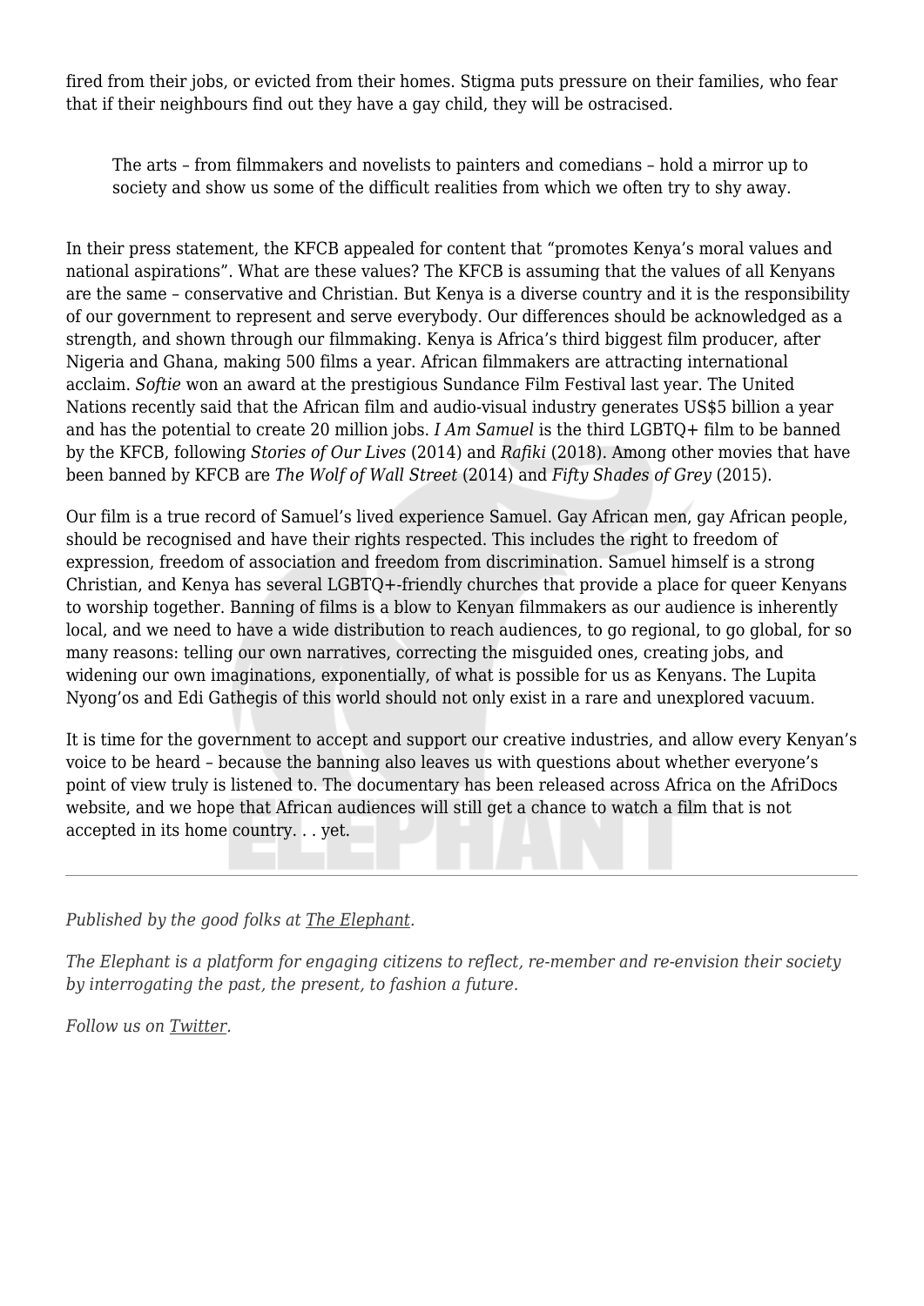fired from their jobs, or evicted from their homes. Stigma puts pressure on their families, who fear that if their neighbours find out they have a gay child, they will be ostracised.

> The arts – from filmmakers and novelists to painters and comedians – hold a mirror up to society and show us some of the difficult realities from which we often try to shy away.

In their press statement, the KFCB appealed for content that "promotes Kenya's moral values and national aspirations". What are these values? The KFCB is assuming that the values of all Kenyans are the same – conservative and Christian. But Kenya is a diverse country and it is the responsibility of our government to represent and serve everybody. Our differences should be acknowledged as a strength, and shown through our filmmaking. Kenya is Africa's third biggest film producer, after Nigeria and Ghana, making 500 films a year. African filmmakers are attracting international acclaim. *Softie* won an award at the prestigious Sundance Film Festival last year. The United Nations recently said that the African film and audio-visual industry generates US$5 billion a year and has the potential to create 20 million jobs. *I Am Samuel* is the third LGBTQ+ film to be banned by the KFCB, following *Stories of Our Lives* (2014) and *Rafiki* (2018). Among other movies that have been banned by KFCB are *The Wolf of Wall Street* (2014) and *Fifty Shades of Grey* (2015).

Our film is a true record of Samuel's lived experience Samuel. Gay African men, gay African people, should be recognised and have their rights respected. This includes the right to freedom of expression, freedom of association and freedom from discrimination. Samuel himself is a strong Christian, and Kenya has several LGBTQ+-friendly churches that provide a place for queer Kenyans to worship together. Banning of films is a blow to Kenyan filmmakers as our audience is inherently local, and we need to have a wide distribution to reach audiences, to go regional, to go global, for so many reasons: telling our own narratives, correcting the misguided ones, creating jobs, and widening our own imaginations, exponentially, of what is possible for us as Kenyans. The Lupita Nyong'os and Edi Gathegis of this world should not only exist in a rare and unexplored vacuum.

It is time for the government to accept and support our creative industries, and allow every Kenyan's voice to be heard – because the banning also leaves us with questions about whether everyone's point of view truly is listened to. The documentary has been released across Africa on the AfriDocs website, and we hope that African audiences will still get a chance to watch a film that is not accepted in its home country. . . yet.

---

*Published by the good folks at The Elephant.*

*The Elephant is a platform for engaging citizens to reflect, re-member and re-envision their society by interrogating the past, the present, to fashion a future.*

*Follow us on Twitter.*